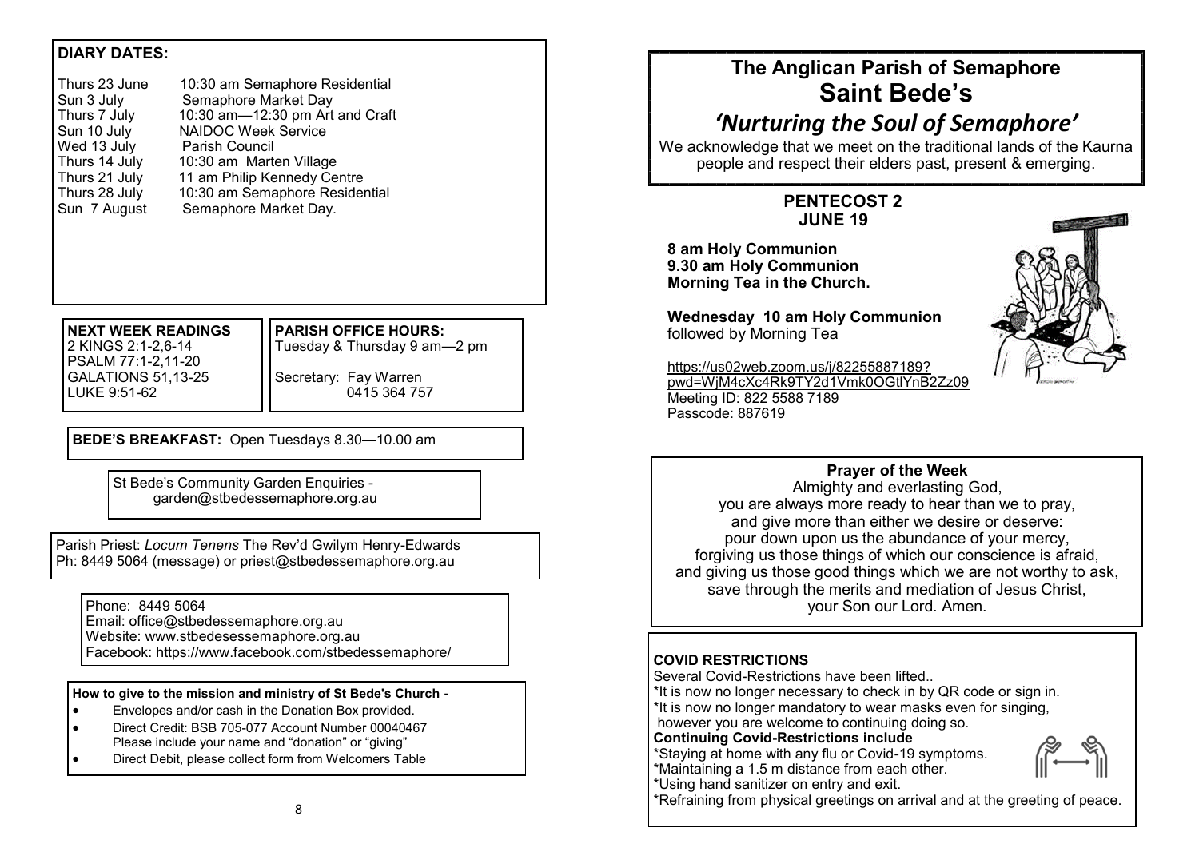## DIARY DATES:

| | |
|---|---|
| Thurs 23 June | 10:30 am Semaphore Residential |
| Sun 3 July | Semaphore Market Day |
| Thurs 7 July | 10:30 am—12:30 pm Art and Craft |
| Sun 10 July | NAIDOC Week Service |
| Wed 13 July | Parish Council |
| Thurs 14 July | 10:30 am Marten Village |
| Thurs 21 July | 11 am Philip Kennedy Centre |
| Thurs 28 July | 10:30 am Semaphore Residential |
| Sun 7 August | Semaphore Market Day. |

**NEXT WEEK READINGS**
2 KINGS 2:1-2,6-14
PSALM 77:1-2,11-20
GALATIONS 51,13-25
LUKE 9:51-62

**PARISH OFFICE HOURS:**
Tuesday & Thursday 9 am—2 pm

Secretary: Fay Warren
0415 364 757

**BEDE'S BREAKFAST:** Open Tuesdays 8.30—10.00 am

St Bede's Community Garden Enquiries - garden@stbedessemaphore.org.au

Parish Priest: *Locum Tenens* The Rev'd Gwilym Henry-Edwards
Ph: 8449 5064 (message) or priest@stbedessemaphore.org.au

Phone: 8449 5064
Email: office@stbedessemaphore.org.au
Website: www.stbedesessemaphore.org.au
Facebook: https://www.facebook.com/stbedessemaphore/

**How to give to the mission and ministry of St Bede's Church -**

- Envelopes and/or cash in the Donation Box provided.
- Direct Credit: BSB 705-077 Account Number 00040467
  Please include your name and "donation" or "giving"
- Direct Debit, please collect form from Welcomers Table

# The Anglican Parish of Semaphore
# Saint Bede's

## *'Nurturing the Soul of Semaphore'*

We acknowledge that we meet on the traditional lands of the Kaurna people and respect their elders past, present & emerging.

### PENTECOST 2
### JUNE 19

**8 am Holy Communion**
**9.30 am Holy Communion**
**Morning Tea in the Church.**

**Wednesday 10 am Holy Communion**
followed by Morning Tea

https://us02web.zoom.us/j/82255887189?pwd=WjM4cXc4Rk9TY2d1Vmk0OGtlYnB2Zz09
Meeting ID: 822 5588 7189
Passcode: 887619

**Prayer of the Week**

Almighty and everlasting God,
you are always more ready to hear than we to pray,
and give more than either we desire or deserve:
pour down upon us the abundance of your mercy,
forgiving us those things of which our conscience is afraid,
and giving us those good things which we are not worthy to ask,
save through the merits and mediation of Jesus Christ,
your Son our Lord. Amen.

**COVID RESTRICTIONS**

Several Covid-Restrictions have been lifted..
*It is now no longer necessary to check in by QR code or sign in.
*It is now no longer mandatory to wear masks even for singing, however you are welcome to continuing doing so.

**Continuing Covid-Restrictions include**

*Staying at home with any flu or Covid-19 symptoms.
*Maintaining a 1.5 m distance from each other.
*Using hand sanitizer on entry and exit.
*Refraining from physical greetings on arrival and at the greeting of peace.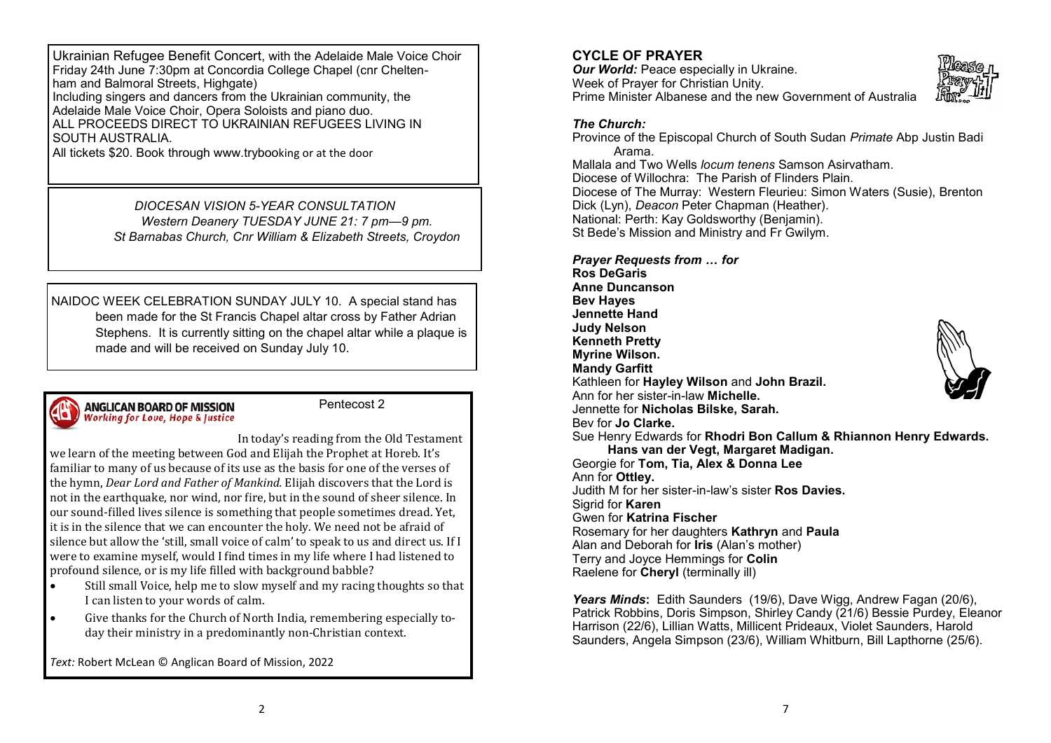Ukrainian Refugee Benefit Concert, with the Adelaide Male Voice Choir
Friday 24th June 7:30pm at Concordia College Chapel (cnr Cheltenham and Balmoral Streets, Highgate)
Including singers and dancers from the Ukrainian community, the Adelaide Male Voice Choir, Opera Soloists and piano duo.
ALL PROCEEDS DIRECT TO UKRAINIAN REFUGEES LIVING IN SOUTH AUSTRALIA.
All tickets $20. Book through www.trybooking or at the door

*DIOCESAN VISION 5-YEAR CONSULTATION*
*Western Deanery TUESDAY JUNE 21: 7 pm—9 pm.*
*St Barnabas Church, Cnr William & Elizabeth Streets, Croydon*

NAIDOC WEEK CELEBRATION SUNDAY JULY 10. A special stand has been made for the St Francis Chapel altar cross by Father Adrian Stephens. It is currently sitting on the chapel altar while a plaque is made and will be received on Sunday July 10.

**ANGLICAN BOARD OF MISSION**
*Working for Love, Hope & Justice*

Pentecost 2

In today's reading from the Old Testament we learn of the meeting between God and Elijah the Prophet at Horeb. It's familiar to many of us because of its use as the basis for one of the verses of the hymn, *Dear Lord and Father of Mankind.* Elijah discovers that the Lord is not in the earthquake, nor wind, nor fire, but in the sound of sheer silence. In our sound-filled lives silence is something that people sometimes dread. Yet, it is in the silence that we can encounter the holy. We need not be afraid of silence but allow the 'still, small voice of calm' to speak to us and direct us. If I were to examine myself, would I find times in my life where I had listened to profound silence, or is my life filled with background babble?

- Still small Voice, help me to slow myself and my racing thoughts so that I can listen to your words of calm.
- Give thanks for the Church of North India, remembering especially today their ministry in a predominantly non-Christian context.

*Text:* Robert McLean © Anglican Board of Mission, 2022

## CYCLE OF PRAYER

***Our World:*** Peace especially in Ukraine.
Week of Prayer for Christian Unity.
Prime Minister Albanese and the new Government of Australia

***The Church:***
Province of the Episcopal Church of South Sudan *Primate* Abp Justin Badi Arama.
Mallala and Two Wells *locum tenens* Samson Asirvatham.
Diocese of Willochra: The Parish of Flinders Plain.
Diocese of The Murray: Western Fleurieu: Simon Waters (Susie), Brenton Dick (Lyn), *Deacon* Peter Chapman (Heather).
National: Perth: Kay Goldsworthy (Benjamin).
St Bede's Mission and Ministry and Fr Gwilym.

***Prayer Requests from … for***
**Ros DeGaris**
**Anne Duncanson**
**Bev Hayes**
**Jennette Hand**
**Judy Nelson**
**Kenneth Pretty**
**Myrine Wilson.**
**Mandy Garfitt**
Kathleen for **Hayley Wilson** and **John Brazil.**
Ann for her sister-in-law **Michelle.**
Jennette for **Nicholas Bilske, Sarah.**
Bev for **Jo Clarke.**
Sue Henry Edwards for **Rhodri Bon Callum & Rhiannon Henry Edwards. Hans van der Vegt, Margaret Madigan.**
Georgie for **Tom, Tia, Alex & Donna Lee**
Ann for **Ottley.**
Judith M for her sister-in-law's sister **Ros Davies.**
Sigrid for **Karen**
Gwen for **Katrina Fischer**
Rosemary for her daughters **Kathryn** and **Paula**
Alan and Deborah for **Iris** (Alan's mother)
Terry and Joyce Hemmings for **Colin**
Raelene for **Cheryl** (terminally ill)

***Years Minds*:** Edith Saunders (19/6), Dave Wigg, Andrew Fagan (20/6), Patrick Robbins, Doris Simpson, Shirley Candy (21/6) Bessie Purdey, Eleanor Harrison (22/6), Lillian Watts, Millicent Prideaux, Violet Saunders, Harold Saunders, Angela Simpson (23/6), William Whitburn, Bill Lapthorne (25/6).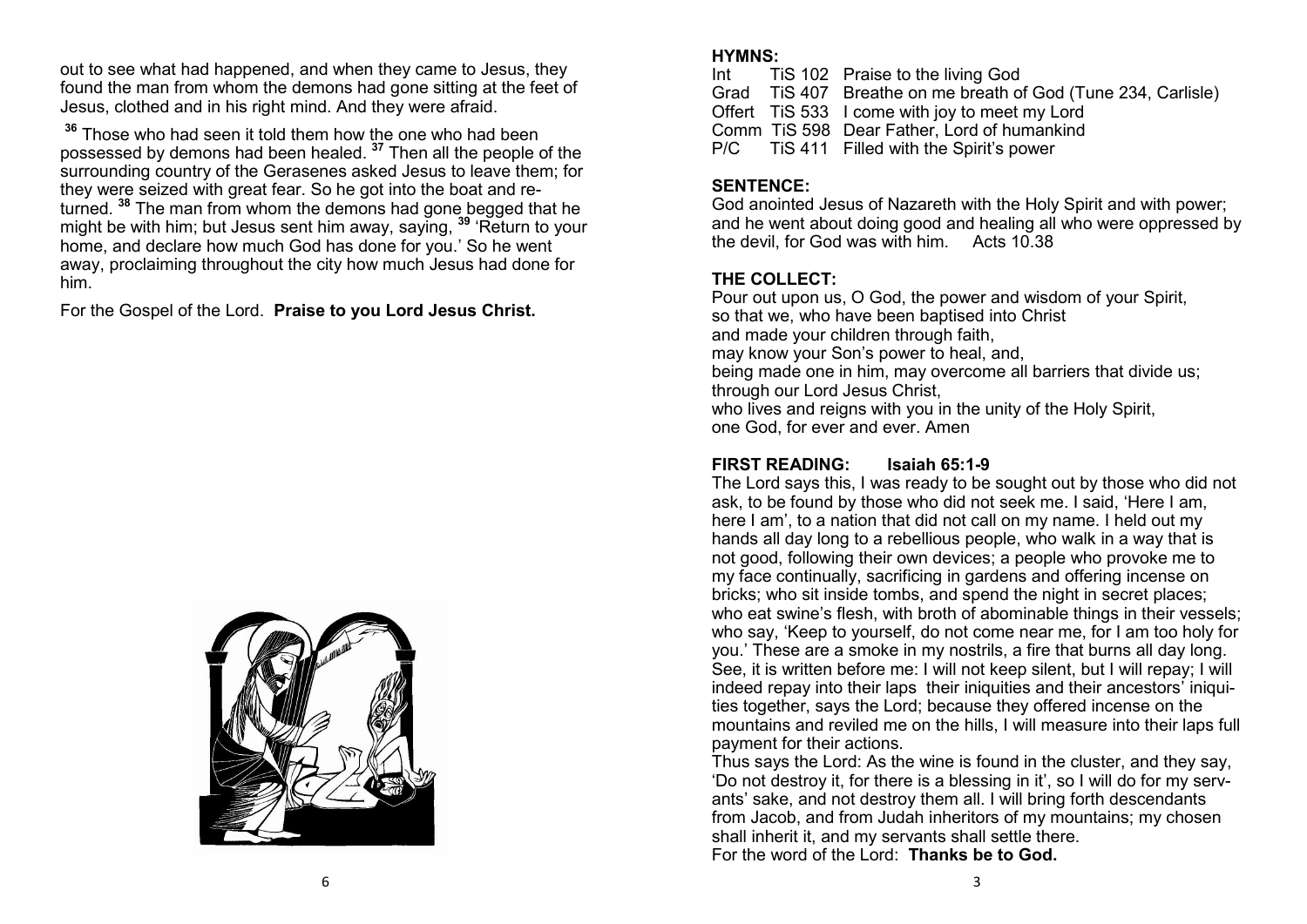out to see what had happened, and when they came to Jesus, they found the man from whom the demons had gone sitting at the feet of Jesus, clothed and in his right mind. And they were afraid.

[36] Those who had seen it told them how the one who had been possessed by demons had been healed. [37] Then all the people of the surrounding country of the Gerasenes asked Jesus to leave them; for they were seized with great fear. So he got into the boat and returned. [38] The man from whom the demons had gone begged that he might be with him; but Jesus sent him away, saying, [39] 'Return to your home, and declare how much God has done for you.' So he went away, proclaiming throughout the city how much Jesus had done for him.

For the Gospel of the Lord. **Praise to you Lord Jesus Christ.**

**HYMNS:**

| | | |
|---|---|---|
| Int | TiS 102 | Praise to the living God |
| Grad | TiS 407 | Breathe on me breath of God (Tune 234, Carlisle) |
| Offert | TiS 533 | I come with joy to meet my Lord |
| Comm | TiS 598 | Dear Father, Lord of humankind |
| P/C | TiS 411 | Filled with the Spirit's power |

**SENTENCE:**

God anointed Jesus of Nazareth with the Holy Spirit and with power; and he went about doing good and healing all who were oppressed by the devil, for God was with him. Acts 10.38

**THE COLLECT:**

Pour out upon us, O God, the power and wisdom of your Spirit,
so that we, who have been baptised into Christ
and made your children through faith,
may know your Son's power to heal, and,
being made one in him, may overcome all barriers that divide us;
through our Lord Jesus Christ,
who lives and reigns with you in the unity of the Holy Spirit,
one God, for ever and ever. Amen

**FIRST READING: Isaiah 65:1-9**

The Lord says this, I was ready to be sought out by those who did not ask, to be found by those who did not seek me. I said, 'Here I am, here I am', to a nation that did not call on my name. I held out my hands all day long to a rebellious people, who walk in a way that is not good, following their own devices; a people who provoke me to my face continually, sacrificing in gardens and offering incense on bricks; who sit inside tombs, and spend the night in secret places; who eat swine's flesh, with broth of abominable things in their vessels; who say, 'Keep to yourself, do not come near me, for I am too holy for you.' These are a smoke in my nostrils, a fire that burns all day long. See, it is written before me: I will not keep silent, but I will repay; I will indeed repay into their laps their iniquities and their ancestors' iniquities together, says the Lord; because they offered incense on the mountains and reviled me on the hills, I will measure into their laps full payment for their actions.

Thus says the Lord: As the wine is found in the cluster, and they say, 'Do not destroy it, for there is a blessing in it', so I will do for my servants' sake, and not destroy them all. I will bring forth descendants from Jacob, and from Judah inheritors of my mountains; my chosen shall inherit it, and my servants shall settle there.

For the word of the Lord: **Thanks be to God.**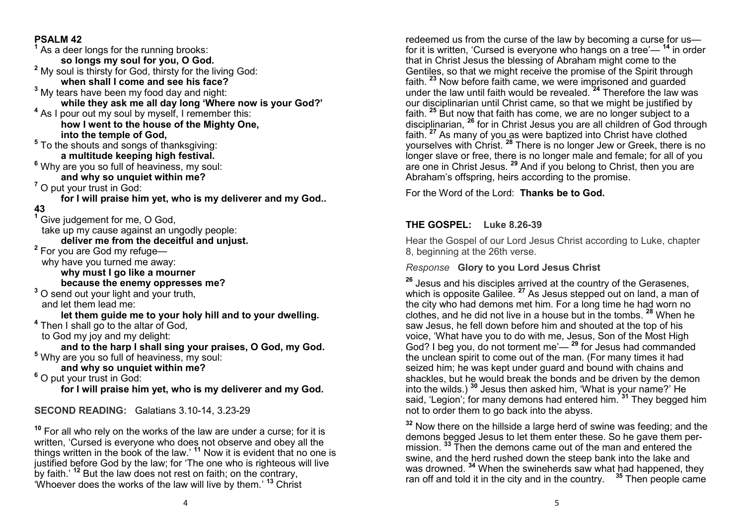## PSALM 42

[1] As a deer longs for the running brooks:
**so longs my soul for you, O God.**
[2] My soul is thirsty for God, thirsty for the living God:
**when shall I come and see his face?**
[3] My tears have been my food day and night:
**while they ask me all day long 'Where now is your God?'**
[4] As I pour out my soul by myself, I remember this:
**how I went to the house of the Mighty One,**
**into the temple of God,**
[5] To the shouts and songs of thanksgiving:
**a multitude keeping high festival.**
[6] Why are you so full of heaviness, my soul:
**and why so unquiet within me?**
[7] O put your trust in God:
**for I will praise him yet, who is my deliverer and my God..**

## 43

[1] Give judgement for me, O God,
take up my cause against an ungodly people:
**deliver me from the deceitful and unjust.**
[2] For you are God my refuge—
why have you turned me away:
**why must I go like a mourner**
**because the enemy oppresses me?**
[3] O send out your light and your truth,
and let them lead me:
**let them guide me to your holy hill and to your dwelling.**
[4] Then I shall go to the altar of God,
to God my joy and my delight:
**and to the harp I shall sing your praises, O God, my God.**
[5] Why are you so full of heaviness, my soul:
**and why so unquiet within me?**
[6] O put your trust in God:
**for I will praise him yet, who is my deliverer and my God.**

## SECOND READING: Galatians 3.10-14, 3.23-29

[10] For all who rely on the works of the law are under a curse; for it is written, 'Cursed is everyone who does not observe and obey all the things written in the book of the law.' [11] Now it is evident that no one is justified before God by the law; for 'The one who is righteous will live by faith.' [12] But the law does not rest on faith; on the contrary, 'Whoever does the works of the law will live by them.' [13] Christ redeemed us from the curse of the law by becoming a curse for us—for it is written, 'Cursed is everyone who hangs on a tree'— [14] in order that in Christ Jesus the blessing of Abraham might come to the Gentiles, so that we might receive the promise of the Spirit through faith. [23] Now before faith came, we were imprisoned and guarded under the law until faith would be revealed. [24] Therefore the law was our disciplinarian until Christ came, so that we might be justified by faith. [25] But now that faith has come, we are no longer subject to a disciplinarian, [26] for in Christ Jesus you are all children of God through faith. [27] As many of you as were baptized into Christ have clothed yourselves with Christ. [28] There is no longer Jew or Greek, there is no longer slave or free, there is no longer male and female; for all of you are one in Christ Jesus. [29] And if you belong to Christ, then you are Abraham's offspring, heirs according to the promise.

For the Word of the Lord: **Thanks be to God.**

## THE GOSPEL: Luke 8.26-39

Hear the Gospel of our Lord Jesus Christ according to Luke, chapter 8, beginning at the 26th verse.

*Response* **Glory to you Lord Jesus Christ**

[26] Jesus and his disciples arrived at the country of the Gerasenes, which is opposite Galilee. [27] As Jesus stepped out on land, a man of the city who had demons met him. For a long time he had worn no clothes, and he did not live in a house but in the tombs. [28] When he saw Jesus, he fell down before him and shouted at the top of his voice, 'What have you to do with me, Jesus, Son of the Most High God? I beg you, do not torment me'— [29] for Jesus had commanded the unclean spirit to come out of the man. (For many times it had seized him; he was kept under guard and bound with chains and shackles, but he would break the bonds and be driven by the demon into the wilds.) [30] Jesus then asked him, 'What is your name?' He said, 'Legion'; for many demons had entered him. [31] They begged him not to order them to go back into the abyss.

[32] Now there on the hillside a large herd of swine was feeding; and the demons begged Jesus to let them enter these. So he gave them permission. [33] Then the demons came out of the man and entered the swine, and the herd rushed down the steep bank into the lake and was drowned. [34] When the swineherds saw what had happened, they ran off and told it in the city and in the country. [35] Then people came